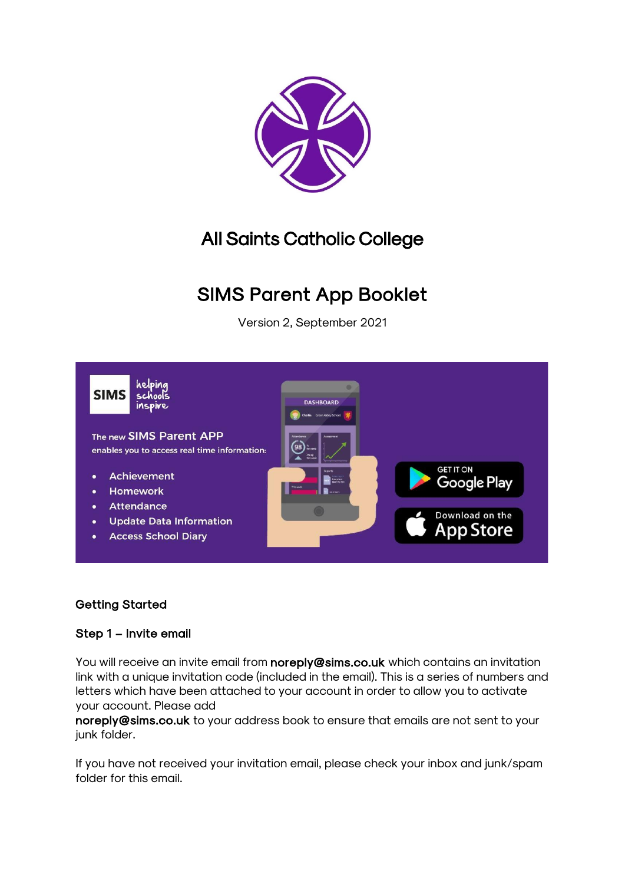# All Saints Catholic College

## SIMS Parent App Booklet

Version 2, September 2021

SIMS helping schools inspire

The new **SIMS Parent APP** enables you to access real time information:

- Achievement
- Homework
- Attendance
- Update Data Information
- Access School Diary

GET IT ON Google Play

Download on the App Store

### Getting Started

### Step 1 – Invite email

You will receive an invite email from **noreply@sims.co.uk** which contains an invitation link with a unique invitation code (included in the email). This is a series of numbers and letters which have been attached to your account in order to allow you to activate your account. Please add **noreply@sims.co.uk** to your address book to ensure that emails are not sent to your junk folder.

If you have not received your invitation email, please check your inbox and junk/spam folder for this email.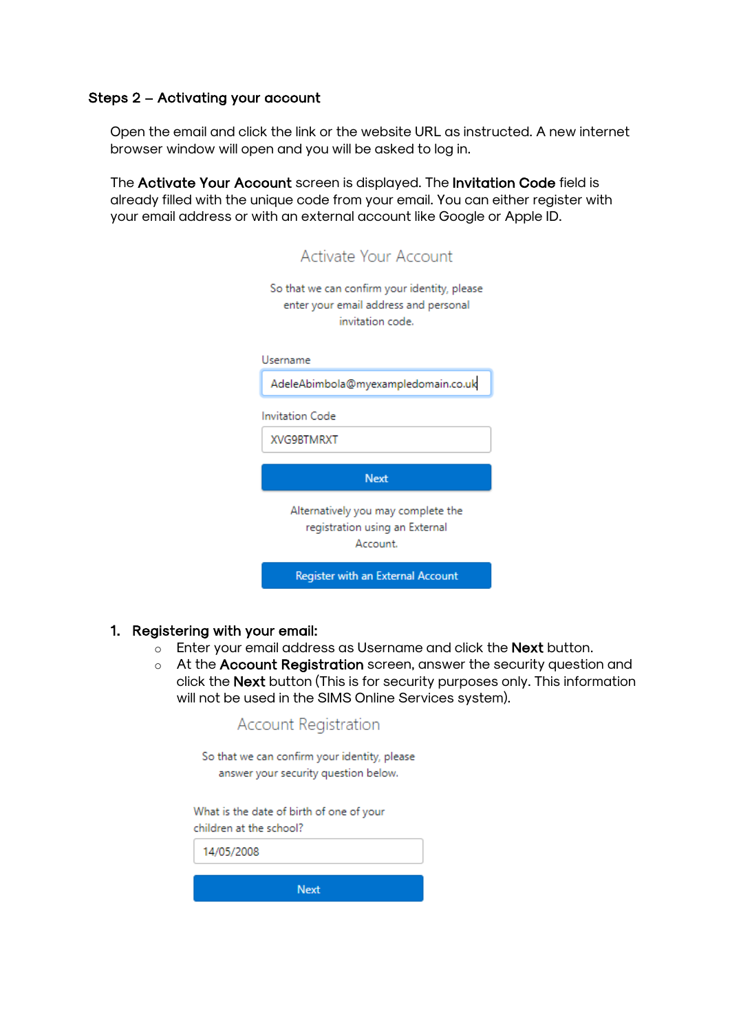## Steps 2 – Activating your account

Open the email and click the link or the website URL as instructed. A new internet browser window will open and you will be asked to log in.

The **Activate Your Account** screen is displayed. The **Invitation Code** field is already filled with the unique code from your email. You can either register with your email address or with an external account like Google or Apple ID.

Activate Your Account

So that we can confirm your identity, please enter your email address and personal invitation code.

Username

AdeleAbimbola@myexampledomain.co.uk

Invitation Code

XVG9BTMRXT

Next

Alternatively you may complete the registration using an External Account.

Register with an External Account

1. **Registering with your email:**
   - Enter your email address as Username and click the **Next** button.
   - At the **Account Registration** screen, answer the security question and click the **Next** button (This is for security purposes only. This information will not be used in the SIMS Online Services system).

Account Registration

So that we can confirm your identity, please answer your security question below.

What is the date of birth of one of your children at the school?

14/05/2008

Next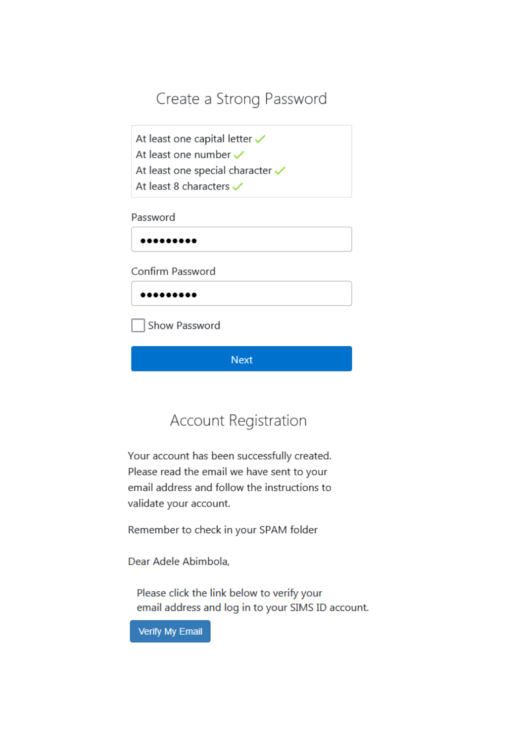## Create a Strong Password

At least one capital letter ✓
At least one number ✓
At least one special character ✓
At least 8 characters ✓

Password

●●●●●●●●●

Confirm Password

●●●●●●●●●

☐ Show Password

Next

## Account Registration

Your account has been successfully created. Please read the email we have sent to your email address and follow the instructions to validate your account.

Remember to check in your SPAM folder

Dear Adele Abimbola,

Please click the link below to verify your email address and log in to your SIMS ID account.

Verify My Email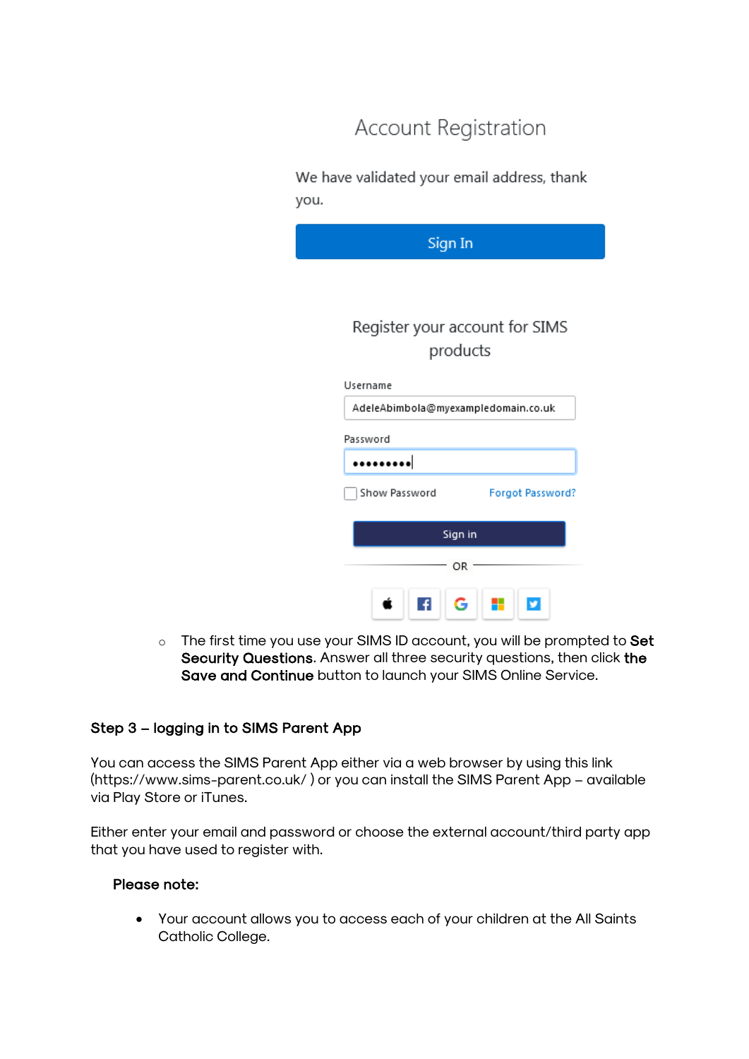Account Registration

We have validated your email address, thank you.

Sign In

Register your account for SIMS products

Username

AdeleAbimbola@myexampledomain.co.uk

Password

Show Password    Forgot Password?

Sign in

OR

- The first time you use your SIMS ID account, you will be prompted to **Set Security Questions**. Answer all three security questions, then click **the Save and Continue** button to launch your SIMS Online Service.

**Step 3 – logging in to SIMS Parent App**

You can access the SIMS Parent App either via a web browser by using this link (https://www.sims-parent.co.uk/ ) or you can install the SIMS Parent App – available via Play Store or iTunes.

Either enter your email and password or choose the external account/third party app that you have used to register with.

**Please note:**

- Your account allows you to access each of your children at the All Saints Catholic College.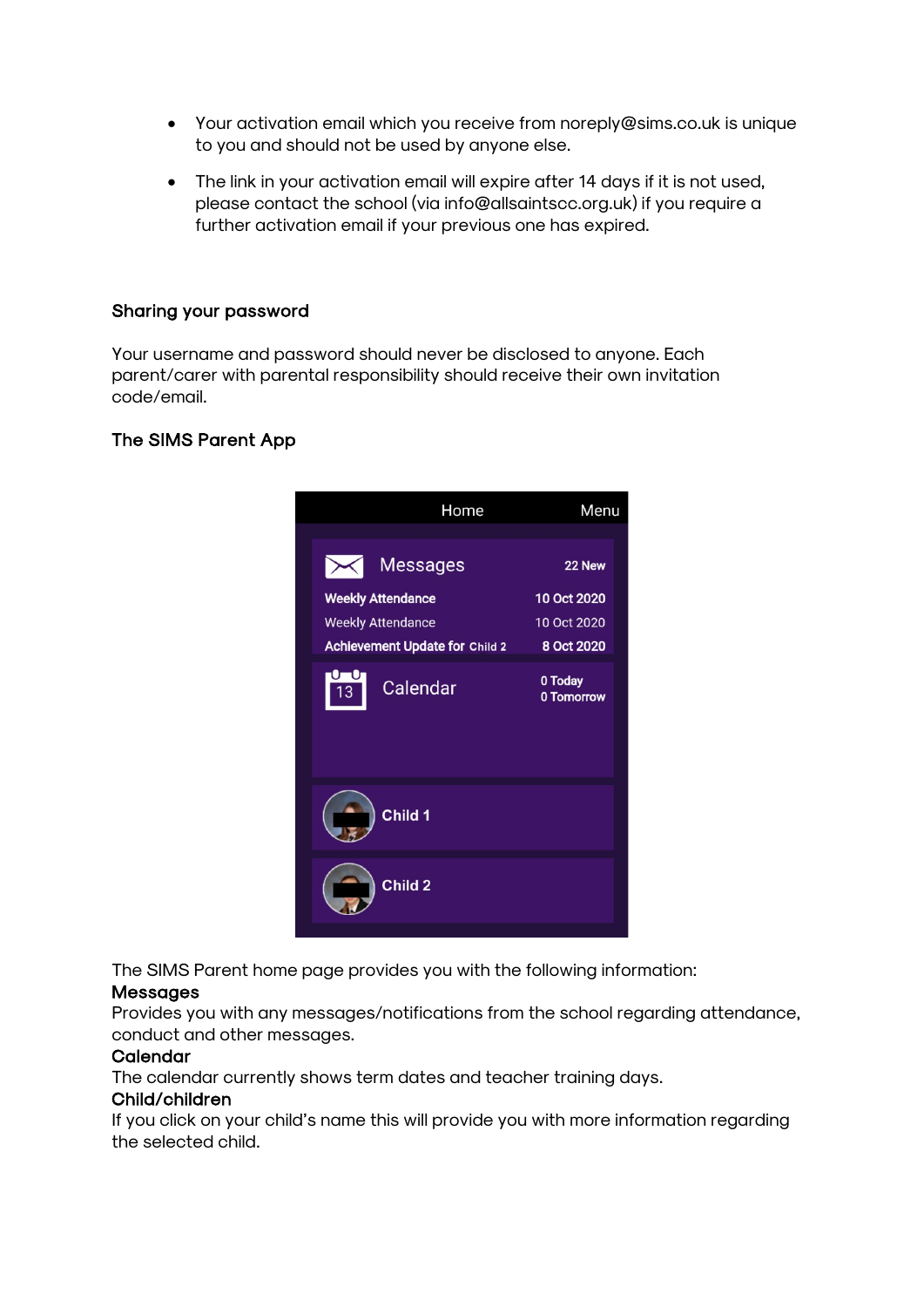- Your activation email which you receive from noreply@sims.co.uk is unique to you and should not be used by anyone else.
- The link in your activation email will expire after 14 days if it is not used, please contact the school (via info@allsaintscc.org.uk) if you require a further activation email if your previous one has expired.

### Sharing your password

Your username and password should never be disclosed to anyone. Each parent/carer with parental responsibility should receive their own invitation code/email.

### The SIMS Parent App

Home
Menu
Messages
22 New
Weekly Attendance
10 Oct 2020
Weekly Attendance
10 Oct 2020
Achievement Update for Child 2
8 Oct 2020
13
Calendar
0 Today
0 Tomorrow
Child 1
Child 2

The SIMS Parent home page provides you with the following information:

**Messages**
Provides you with any messages/notifications from the school regarding attendance, conduct and other messages.

**Calendar**
The calendar currently shows term dates and teacher training days.

**Child/children**
If you click on your child's name this will provide you with more information regarding the selected child.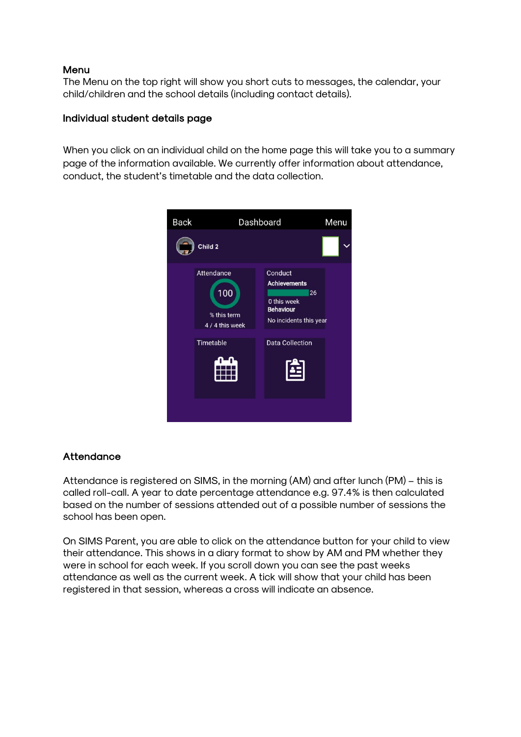## Menu

The Menu on the top right will show you short cuts to messages, the calendar, your child/children and the school details (including contact details).

## Individual student details page

When you click on an individual child on the home page this will take you to a summary page of the information available. We currently offer information about attendance, conduct, the student's timetable and the data collection.

## Attendance

Attendance is registered on SIMS, in the morning (AM) and after lunch (PM) – this is called roll-call. A year to date percentage attendance e.g. 97.4% is then calculated based on the number of sessions attended out of a possible number of sessions the school has been open.

On SIMS Parent, you are able to click on the attendance button for your child to view their attendance. This shows in a diary format to show by AM and PM whether they were in school for each week. If you scroll down you can see the past weeks attendance as well as the current week. A tick will show that your child has been registered in that session, whereas a cross will indicate an absence.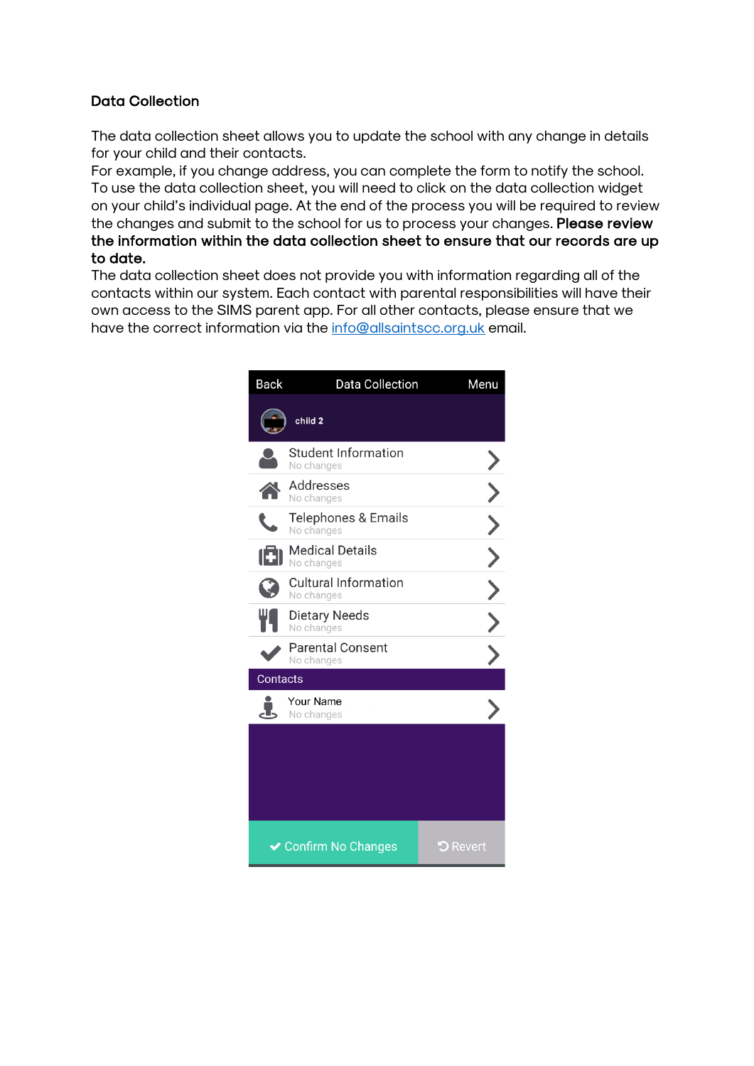**Data Collection**

The data collection sheet allows you to update the school with any change in details for your child and their contacts.
For example, if you change address, you can complete the form to notify the school. To use the data collection sheet, you will need to click on the data collection widget on your child's individual page. At the end of the process you will be required to review the changes and submit to the school for us to process your changes. **Please review the information within the data collection sheet to ensure that our records are up to date.**
The data collection sheet does not provide you with information regarding all of the contacts within our system. Each contact with parental responsibilities will have their own access to the SIMS parent app. For all other contacts, please ensure that we have the correct information via the [info@allsaintscc.org.uk](mailto:info@allsaintscc.org.uk) email.

Back Data Collection Menu

child 2

Student Information
No changes

Addresses
No changes

Telephones & Emails
No changes

Medical Details
No changes

Cultural Information
No changes

Dietary Needs
No changes

Parental Consent
No changes

Contacts

Your Name
No changes

Confirm No Changes

Revert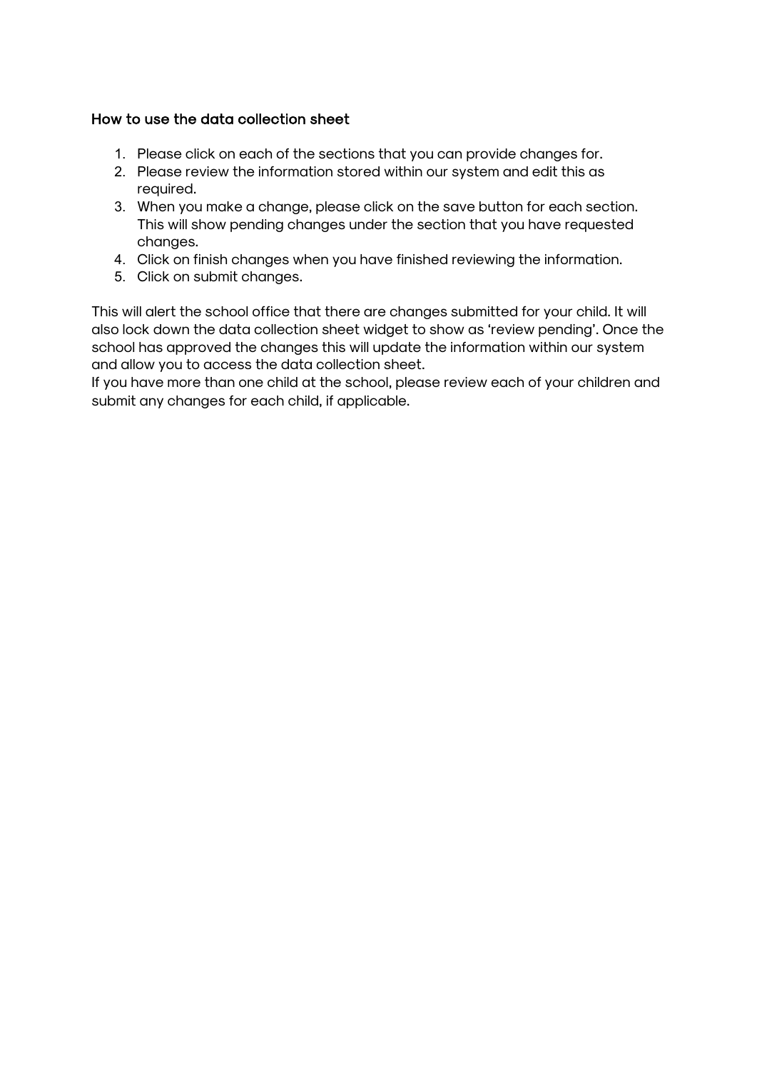### How to use the data collection sheet

1. Please click on each of the sections that you can provide changes for.
2. Please review the information stored within our system and edit this as required.
3. When you make a change, please click on the save button for each section. This will show pending changes under the section that you have requested changes.
4. Click on finish changes when you have finished reviewing the information.
5. Click on submit changes.

This will alert the school office that there are changes submitted for your child. It will also lock down the data collection sheet widget to show as 'review pending'. Once the school has approved the changes this will update the information within our system and allow you to access the data collection sheet.
If you have more than one child at the school, please review each of your children and submit any changes for each child, if applicable.